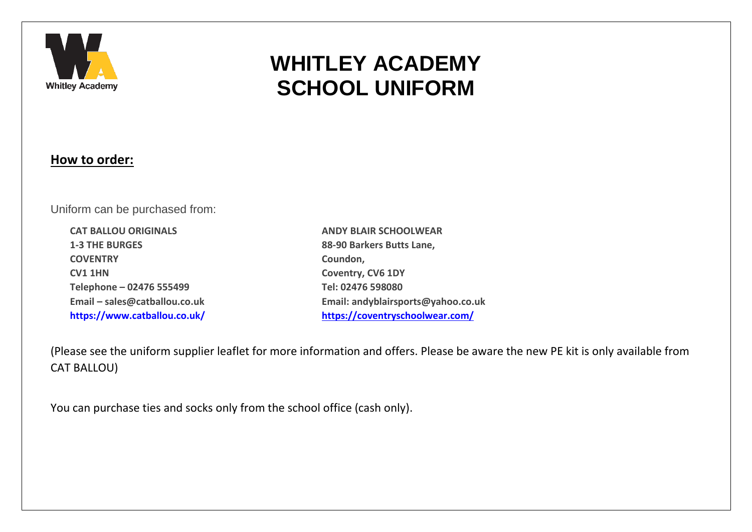# WHITLEY ACADEMY SCHOOL UNIFORM

## How to order:

Uniform can be purchased from:

**CAT BALLOU ORIGINALS**
**1-3 THE BURGES**
**COVENTRY**
**CV1 1HN**
**Telephone – 02476 555499**
**Email – sales@catballou.co.uk**
**https://www.catballou.co.uk/**

**ANDY BLAIR SCHOOLWEAR**
**88-90 Barkers Butts Lane,**
**Coundon,**
**Coventry, CV6 1DY**
**Tel: 02476 598080**
**Email: andyblairsports@yahoo.co.uk**
**https://coventryschoolwear.com/**

(Please see the uniform supplier leaflet for more information and offers. Please be aware the new PE kit is only available from CAT BALLOU)

You can purchase ties and socks only from the school office (cash only).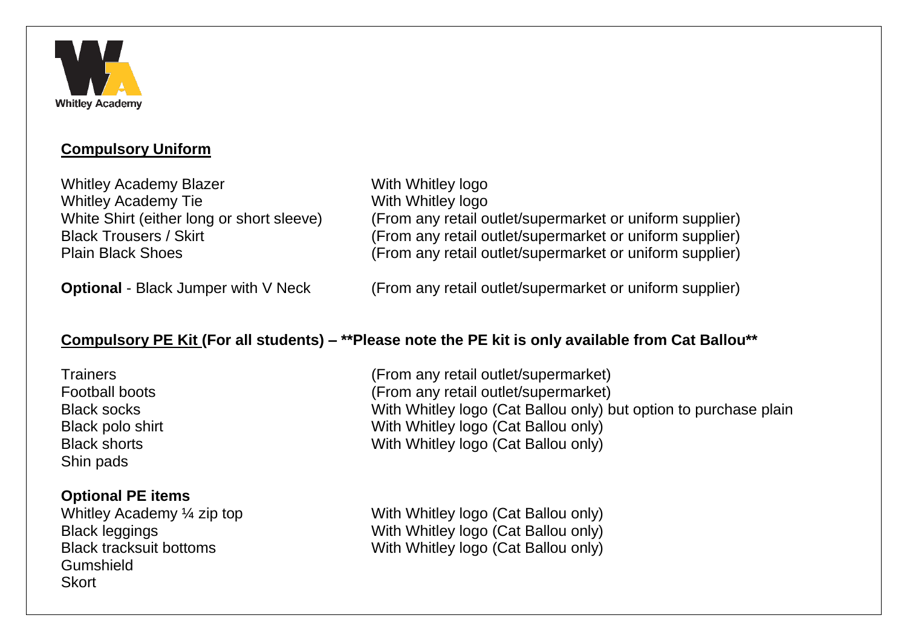Whitley Academy

## Compulsory Uniform

| | |
|---|---|
| Whitley Academy Blazer | With Whitley logo |
| Whitley Academy Tie | With Whitley logo |
| White Shirt (either long or short sleeve) | (From any retail outlet/supermarket or uniform supplier) |
| Black Trousers / Skirt | (From any retail outlet/supermarket or uniform supplier) |
| Plain Black Shoes | (From any retail outlet/supermarket or uniform supplier) |
| **Optional** - Black Jumper with V Neck | (From any retail outlet/supermarket or uniform supplier) |

## Compulsory PE Kit (For all students) – **Please note the PE kit is only available from Cat Ballou**

| | |
|---|---|
| Trainers | (From any retail outlet/supermarket) |
| Football boots | (From any retail outlet/supermarket) |
| Black socks | With Whitley logo (Cat Ballou only) but option to purchase plain |
| Black polo shirt | With Whitley logo (Cat Ballou only) |
| Black shorts | With Whitley logo (Cat Ballou only) |
| Shin pads | |

**Optional PE items**

| | |
|---|---|
| Whitley Academy ¼ zip top | With Whitley logo (Cat Ballou only) |
| Black leggings | With Whitley logo (Cat Ballou only) |
| Black tracksuit bottoms | With Whitley logo (Cat Ballou only) |
| Gumshield | |
| Skort | |